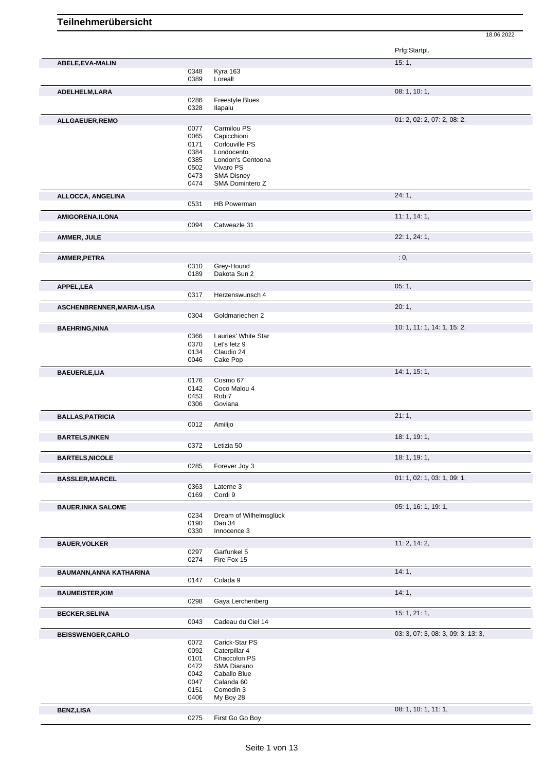# Teilnehmerübersicht

18.06.2022

| Name | Nr. | Pferd | Prfg:Startpl. |
|---|---|---|---|
| **ABELE,EVA-MALIN** | | | 15: 1, |
| | 0348 | Kyra 163 | |
| | 0389 | Loreall | |
| **ADELHELM,LARA** | | | 08: 1, 10: 1, |
| | 0286 | Freestyle Blues | |
| | 0328 | Ilapalu | |
| **ALLGAEUER,REMO** | | | 01: 2, 02: 2, 07: 2, 08: 2, |
| | 0077 | Carmilou PS | |
| | 0065 | Capicchioni | |
| | 0171 | Corlouville PS | |
| | 0384 | Londocento | |
| | 0385 | London's Centoona | |
| | 0502 | Vivaro PS | |
| | 0473 | SMA Disney | |
| | 0474 | SMA Domintero Z | |
| **ALLOCCA, ANGELINA** | | | 24: 1, |
| | 0531 | HB Powerman | |
| **AMIGORENA,ILONA** | | | 11: 1, 14: 1, |
| | 0094 | Catweazle 31 | |
| **AMMER, JULE** | | | 22: 1, 24: 1, |
| **AMMER,PETRA** | | | : 0, |
| | 0310 | Grey-Hound | |
| | 0189 | Dakota Sun 2 | |
| **APPEL,LEA** | | | 05: 1, |
| | 0317 | Herzenswunsch 4 | |
| **ASCHENBRENNER,MARIA-LISA** | | | 20: 1, |
| | 0304 | Goldmariechen 2 | |
| **BAEHRING,NINA** | | | 10: 1, 11: 1, 14: 1, 15: 2, |
| | 0366 | Lauries' White Star | |
| | 0370 | Let's fetz 9 | |
| | 0134 | Claudio 24 | |
| | 0046 | Cake Pop | |
| **BAEUERLE,LIA** | | | 14: 1, 15: 1, |
| | 0176 | Cosmo 67 | |
| | 0142 | Coco Malou 4 | |
| | 0453 | Rob 7 | |
| | 0306 | Goviana | |
| **BALLAS,PATRICIA** | | | 21: 1, |
| | 0012 | Amilijo | |
| **BARTELS,INKEN** | | | 18: 1, 19: 1, |
| | 0372 | Letizia 50 | |
| **BARTELS,NICOLE** | | | 18: 1, 19: 1, |
| | 0285 | Forever Joy 3 | |
| **BASSLER,MARCEL** | | | 01: 1, 02: 1, 03: 1, 09: 1, |
| | 0363 | Laterne 3 | |
| | 0169 | Cordi 9 | |
| **BAUER,INKA SALOME** | | | 05: 1, 16: 1, 19: 1, |
| | 0234 | Dream of Wilhelmsglück | |
| | 0190 | Dan 34 | |
| | 0330 | Innocence 3 | |
| **BAUER,VOLKER** | | | 11: 2, 14: 2, |
| | 0297 | Garfunkel 5 | |
| | 0274 | Fire Fox 15 | |
| **BAUMANN,ANNA KATHARINA** | | | 14: 1, |
| | 0147 | Colada 9 | |
| **BAUMEISTER,KIM** | | | 14: 1, |
| | 0298 | Gaya Lerchenberg | |
| **BECKER,SELINA** | | | 15: 1, 21: 1, |
| | 0043 | Cadeau du Ciel 14 | |
| **BEISSWENGER,CARLO** | | | 03: 3, 07: 3, 08: 3, 09: 3, 13: 3, |
| | 0072 | Carick-Star PS | |
| | 0092 | Caterpillar 4 | |
| | 0101 | Chaccolon PS | |
| | 0472 | SMA Diarano | |
| | 0042 | Caballo Blue | |
| | 0047 | Calanda 60 | |
| | 0151 | Comodin 3 | |
| | 0406 | My Boy 28 | |
| **BENZ,LISA** | | | 08: 1, 10: 1, 11: 1, |
| | 0275 | First Go Go Boy | |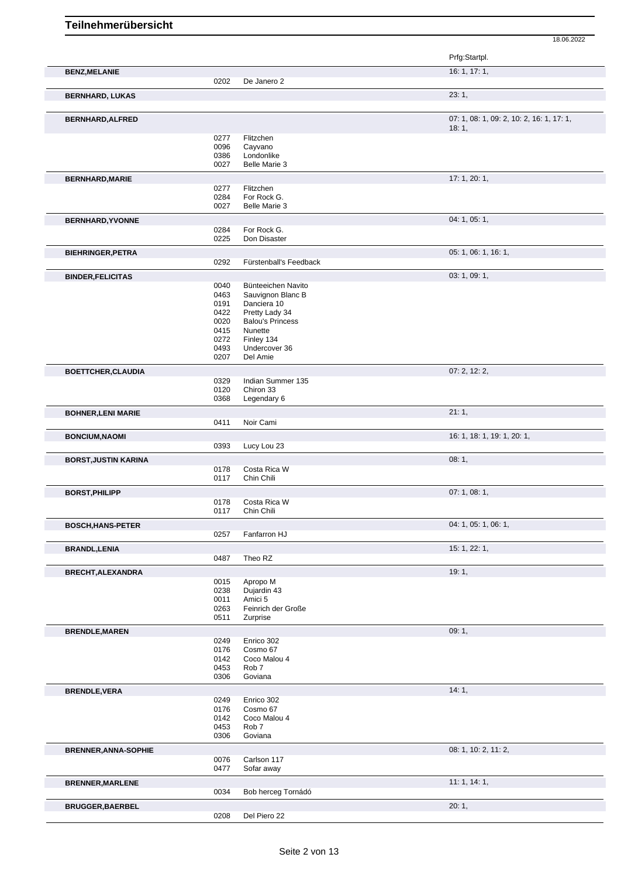# Teilnehmerübersicht

18.06.2022

| | | | Prfg:Startpl. |
|---|---|---|---|
| **BENZ,MELANIE** | | | 16: 1, 17: 1, |
| | 0202 | De Janero 2 | |
| **BERNHARD, LUKAS** | | | 23: 1, |
| **BERNHARD,ALFRED** | | | 07: 1, 08: 1, 09: 2, 10: 2, 16: 1, 17: 1, 18: 1, |
| | 0277 | Flitzchen | |
| | 0096 | Cayvano | |
| | 0386 | Londonlike | |
| | 0027 | Belle Marie 3 | |
| **BERNHARD,MARIE** | | | 17: 1, 20: 1, |
| | 0277 | Flitzchen | |
| | 0284 | For Rock G. | |
| | 0027 | Belle Marie 3 | |
| **BERNHARD,YVONNE** | | | 04: 1, 05: 1, |
| | 0284 | For Rock G. | |
| | 0225 | Don Disaster | |
| **BIEHRINGER,PETRA** | | | 05: 1, 06: 1, 16: 1, |
| | 0292 | Fürstenball's Feedback | |
| **BINDER,FELICITAS** | | | 03: 1, 09: 1, |
| | 0040 | Bünteeichen Navito | |
| | 0463 | Sauvignon Blanc B | |
| | 0191 | Danciera 10 | |
| | 0422 | Pretty Lady 34 | |
| | 0020 | Balou's Princess | |
| | 0415 | Nunette | |
| | 0272 | Finley 134 | |
| | 0493 | Undercover 36 | |
| | 0207 | Del Amie | |
| **BOETTCHER,CLAUDIA** | | | 07: 2, 12: 2, |
| | 0329 | Indian Summer 135 | |
| | 0120 | Chiron 33 | |
| | 0368 | Legendary 6 | |
| **BOHNER,LENI MARIE** | | | 21: 1, |
| | 0411 | Noir Cami | |
| **BONCIUM,NAOMI** | | | 16: 1, 18: 1, 19: 1, 20: 1, |
| | 0393 | Lucy Lou 23 | |
| **BORST,JUSTIN KARINA** | | | 08: 1, |
| | 0178 | Costa Rica W | |
| | 0117 | Chin Chili | |
| **BORST,PHILIPP** | | | 07: 1, 08: 1, |
| | 0178 | Costa Rica W | |
| | 0117 | Chin Chili | |
| **BOSCH,HANS-PETER** | | | 04: 1, 05: 1, 06: 1, |
| | 0257 | Fanfarron HJ | |
| **BRANDL,LENIA** | | | 15: 1, 22: 1, |
| | 0487 | Theo RZ | |
| **BRECHT,ALEXANDRA** | | | 19: 1, |
| | 0015 | Apropo M | |
| | 0238 | Dujardin 43 | |
| | 0011 | Amici 5 | |
| | 0263 | Feinrich der Große | |
| | 0511 | Zurprise | |
| **BRENDLE,MAREN** | | | 09: 1, |
| | 0249 | Enrico 302 | |
| | 0176 | Cosmo 67 | |
| | 0142 | Coco Malou 4 | |
| | 0453 | Rob 7 | |
| | 0306 | Goviana | |
| **BRENDLE,VERA** | | | 14: 1, |
| | 0249 | Enrico 302 | |
| | 0176 | Cosmo 67 | |
| | 0142 | Coco Malou 4 | |
| | 0453 | Rob 7 | |
| | 0306 | Goviana | |
| **BRENNER,ANNA-SOPHIE** | | | 08: 1, 10: 2, 11: 2, |
| | 0076 | Carlson 117 | |
| | 0477 | Sofar away | |
| **BRENNER,MARLENE** | | | 11: 1, 14: 1, |
| | 0034 | Bob herceg Tornádó | |
| **BRUGGER,BAERBEL** | | | 20: 1, |
| | 0208 | Del Piero 22 | |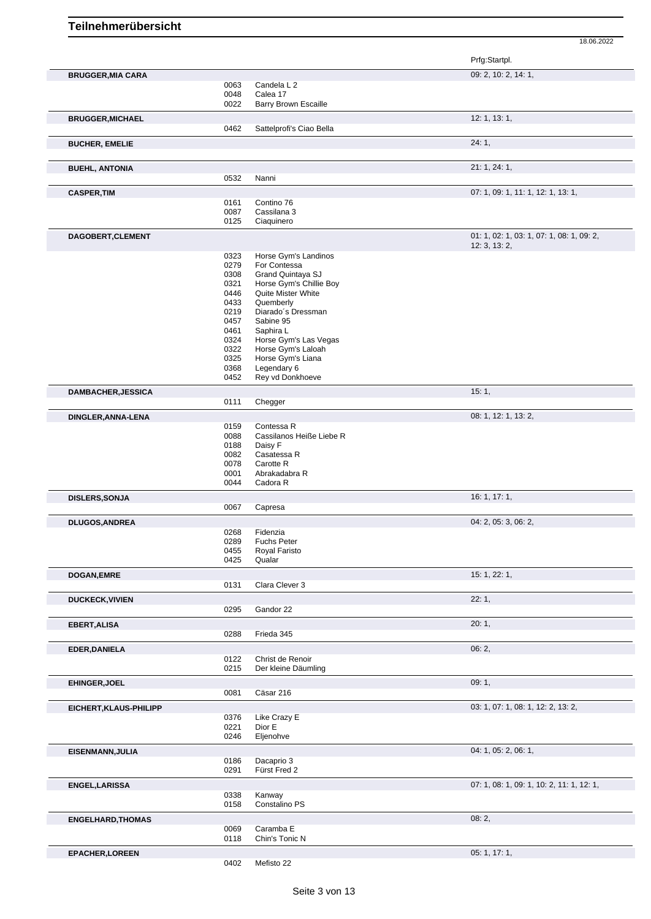# Teilnehmerübersicht

18.06.2022

| Teilnehmer | Nr. | Pferd | Prfg:Startpl. |
|---|---|---|---|
| **BRUGGER,MIA CARA** | | | 09: 2, 10: 2, 14: 1, |
| | 0063 | Candela L 2 | |
| | 0048 | Calea 17 | |
| | 0022 | Barry Brown Escaille | |
| **BRUGGER,MICHAEL** | | | 12: 1, 13: 1, |
| | 0462 | Sattelprofi's Ciao Bella | |
| **BUCHER, EMELIE** | | | 24: 1, |
| **BUEHL, ANTONIA** | | | 21: 1, 24: 1, |
| | 0532 | Nanni | |
| **CASPER,TIM** | | | 07: 1, 09: 1, 11: 1, 12: 1, 13: 1, |
| | 0161 | Contino 76 | |
| | 0087 | Cassilana 3 | |
| | 0125 | Ciaquinero | |
| **DAGOBERT,CLEMENT** | | | 01: 1, 02: 1, 03: 1, 07: 1, 08: 1, 09: 2, 12: 3, 13: 2, |
| | 0323 | Horse Gym's Landinos | |
| | 0279 | For Contessa | |
| | 0308 | Grand Quintaya SJ | |
| | 0321 | Horse Gym's Chillie Boy | |
| | 0446 | Quite Mister White | |
| | 0433 | Quemberly | |
| | 0219 | Diarado´s Dressman | |
| | 0457 | Sabine 95 | |
| | 0461 | Saphira L | |
| | 0324 | Horse Gym's Las Vegas | |
| | 0322 | Horse Gym's Laloah | |
| | 0325 | Horse Gym's Liana | |
| | 0368 | Legendary 6 | |
| | 0452 | Rey vd Donkhoeve | |
| **DAMBACHER,JESSICA** | | | 15: 1, |
| | 0111 | Chegger | |
| **DINGLER,ANNA-LENA** | | | 08: 1, 12: 1, 13: 2, |
| | 0159 | Contessa R | |
| | 0088 | Cassilanos Heiße Liebe R | |
| | 0188 | Daisy F | |
| | 0082 | Casatessa R | |
| | 0078 | Carotte R | |
| | 0001 | Abrakadabra R | |
| | 0044 | Cadora R | |
| **DISLERS,SONJA** | | | 16: 1, 17: 1, |
| | 0067 | Capresa | |
| **DLUGOS,ANDREA** | | | 04: 2, 05: 3, 06: 2, |
| | 0268 | Fidenzia | |
| | 0289 | Fuchs Peter | |
| | 0455 | Royal Faristo | |
| | 0425 | Qualar | |
| **DOGAN,EMRE** | | | 15: 1, 22: 1, |
| | 0131 | Clara Clever 3 | |
| **DUCKECK,VIVIEN** | | | 22: 1, |
| | 0295 | Gandor 22 | |
| **EBERT,ALISA** | | | 20: 1, |
| | 0288 | Frieda 345 | |
| **EDER,DANIELA** | | | 06: 2, |
| | 0122 | Christ de Renoir | |
| | 0215 | Der kleine Däumling | |
| **EHINGER,JOEL** | | | 09: 1, |
| | 0081 | Cäsar 216 | |
| **EICHERT,KLAUS-PHILIPP** | | | 03: 1, 07: 1, 08: 1, 12: 2, 13: 2, |
| | 0376 | Like Crazy E | |
| | 0221 | Dior E | |
| | 0246 | Eljenohve | |
| **EISENMANN,JULIA** | | | 04: 1, 05: 2, 06: 1, |
| | 0186 | Dacaprio 3 | |
| | 0291 | Fürst Fred 2 | |
| **ENGEL,LARISSA** | | | 07: 1, 08: 1, 09: 1, 10: 2, 11: 1, 12: 1, |
| | 0338 | Kanway | |
| | 0158 | Constalino PS | |
| **ENGELHARD,THOMAS** | | | 08: 2, |
| | 0069 | Caramba E | |
| | 0118 | Chin's Tonic N | |
| **EPACHER,LOREEN** | | | 05: 1, 17: 1, |
| | 0402 | Mefisto 22 | |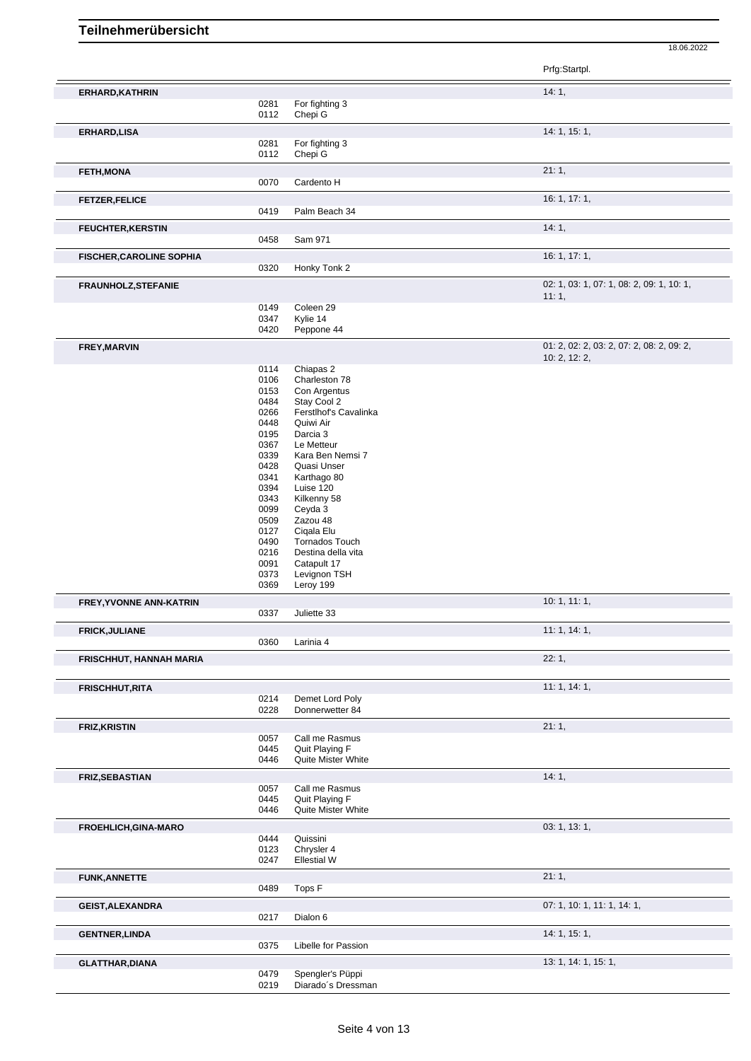# Teilnehmerübersicht

18.06.2022

| Name | Nr. | Pferd | Prfg:Startpl. |
|---|---|---|---|
| **ERHARD,KATHRIN** | | | 14: 1, |
| | 0281 | For fighting 3 | |
| | 0112 | Chepi G | |
| **ERHARD,LISA** | | | 14: 1, 15: 1, |
| | 0281 | For fighting 3 | |
| | 0112 | Chepi G | |
| **FETH,MONA** | | | 21: 1, |
| | 0070 | Cardento H | |
| **FETZER,FELICE** | | | 16: 1, 17: 1, |
| | 0419 | Palm Beach 34 | |
| **FEUCHTER,KERSTIN** | | | 14: 1, |
| | 0458 | Sam 971 | |
| **FISCHER,CAROLINE SOPHIA** | | | 16: 1, 17: 1, |
| | 0320 | Honky Tonk 2 | |
| **FRAUNHOLZ,STEFANIE** | | | 02: 1, 03: 1, 07: 1, 08: 2, 09: 1, 10: 1, 11: 1, |
| | 0149 | Coleen 29 | |
| | 0347 | Kylie 14 | |
| | 0420 | Peppone 44 | |
| **FREY,MARVIN** | | | 01: 2, 02: 2, 03: 2, 07: 2, 08: 2, 09: 2, 10: 2, 12: 2, |
| | 0114 | Chiapas 2 | |
| | 0106 | Charleston 78 | |
| | 0153 | Con Argentus | |
| | 0484 | Stay Cool 2 | |
| | 0266 | Ferstlhof's Cavalinka | |
| | 0448 | Quiwi Air | |
| | 0195 | Darcia 3 | |
| | 0367 | Le Metteur | |
| | 0339 | Kara Ben Nemsi 7 | |
| | 0428 | Quasi Unser | |
| | 0341 | Karthago 80 | |
| | 0394 | Luise 120 | |
| | 0343 | Kilkenny 58 | |
| | 0099 | Ceyda 3 | |
| | 0509 | Zazou 48 | |
| | 0127 | Ciqala Elu | |
| | 0490 | Tornados Touch | |
| | 0216 | Destina della vita | |
| | 0091 | Catapult 17 | |
| | 0373 | Levignon TSH | |
| | 0369 | Leroy 199 | |
| **FREY,YVONNE ANN-KATRIN** | | | 10: 1, 11: 1, |
| | 0337 | Juliette 33 | |
| **FRICK,JULIANE** | | | 11: 1, 14: 1, |
| | 0360 | Larinia 4 | |
| **FRISCHHUT, HANNAH MARIA** | | | 22: 1, |
| **FRISCHHUT,RITA** | | | 11: 1, 14: 1, |
| | 0214 | Demet Lord Poly | |
| | 0228 | Donnerwetter 84 | |
| **FRIZ,KRISTIN** | | | 21: 1, |
| | 0057 | Call me Rasmus | |
| | 0445 | Quit Playing F | |
| | 0446 | Quite Mister White | |
| **FRIZ,SEBASTIAN** | | | 14: 1, |
| | 0057 | Call me Rasmus | |
| | 0445 | Quit Playing F | |
| | 0446 | Quite Mister White | |
| **FROEHLICH,GINA-MARO** | | | 03: 1, 13: 1, |
| | 0444 | Quissini | |
| | 0123 | Chrysler 4 | |
| | 0247 | Ellestial W | |
| **FUNK,ANNETTE** | | | 21: 1, |
| | 0489 | Tops F | |
| **GEIST,ALEXANDRA** | | | 07: 1, 10: 1, 11: 1, 14: 1, |
| | 0217 | Dialon 6 | |
| **GENTNER,LINDA** | | | 14: 1, 15: 1, |
| | 0375 | Libelle for Passion | |
| **GLATTHAR,DIANA** | | | 13: 1, 14: 1, 15: 1, |
| | 0479 | Spengler's Püppi | |
| | 0219 | Diarado´s Dressman | |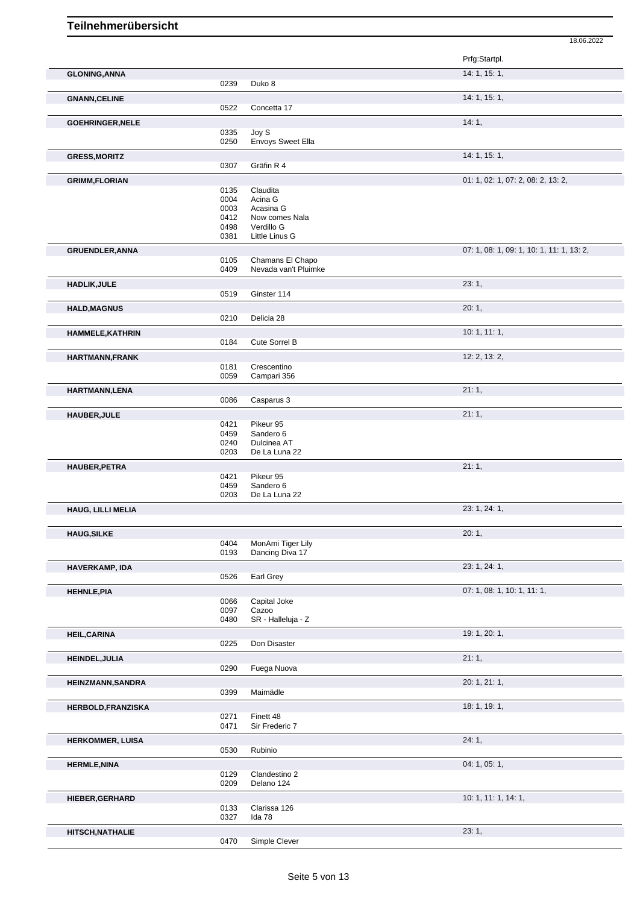# Teilnehmerübersicht

18.06.2022

| Teilnehmer | Nr. | Pferd | Prfg:Startpl. |
|---|---|---|---|
| **GLONING,ANNA** | | | 14: 1, 15: 1, |
| | 0239 | Duko 8 | |
| **GNANN,CELINE** | | | 14: 1, 15: 1, |
| | 0522 | Concetta 17 | |
| **GOEHRINGER,NELE** | | | 14: 1, |
| | 0335 | Joy S | |
| | 0250 | Envoys Sweet Ella | |
| **GRESS,MORITZ** | | | 14: 1, 15: 1, |
| | 0307 | Gräfin R 4 | |
| **GRIMM,FLORIAN** | | | 01: 1, 02: 1, 07: 2, 08: 2, 13: 2, |
| | 0135 | Claudita | |
| | 0004 | Acina G | |
| | 0003 | Acasina G | |
| | 0412 | Now comes Nala | |
| | 0498 | Verdillo G | |
| | 0381 | Little Linus G | |
| **GRUENDLER,ANNA** | | | 07: 1, 08: 1, 09: 1, 10: 1, 11: 1, 13: 2, |
| | 0105 | Chamans El Chapo | |
| | 0409 | Nevada van't Pluimke | |
| **HADLIK,JULE** | | | 23: 1, |
| | 0519 | Ginster 114 | |
| **HALD,MAGNUS** | | | 20: 1, |
| | 0210 | Delicia 28 | |
| **HAMMELE,KATHRIN** | | | 10: 1, 11: 1, |
| | 0184 | Cute Sorrel B | |
| **HARTMANN,FRANK** | | | 12: 2, 13: 2, |
| | 0181 | Crescentino | |
| | 0059 | Campari 356 | |
| **HARTMANN,LENA** | | | 21: 1, |
| | 0086 | Casparus 3 | |
| **HAUBER,JULE** | | | 21: 1, |
| | 0421 | Pikeur 95 | |
| | 0459 | Sandero 6 | |
| | 0240 | Dulcinea AT | |
| | 0203 | De La Luna 22 | |
| **HAUBER,PETRA** | | | 21: 1, |
| | 0421 | Pikeur 95 | |
| | 0459 | Sandero 6 | |
| | 0203 | De La Luna 22 | |
| **HAUG, LILLI MELIA** | | | 23: 1, 24: 1, |
| **HAUG,SILKE** | | | 20: 1, |
| | 0404 | MonAmi Tiger Lily | |
| | 0193 | Dancing Diva 17 | |
| **HAVERKAMP, IDA** | | | 23: 1, 24: 1, |
| | 0526 | Earl Grey | |
| **HEHNLE,PIA** | | | 07: 1, 08: 1, 10: 1, 11: 1, |
| | 0066 | Capital Joke | |
| | 0097 | Cazoo | |
| | 0480 | SR - Halleluja - Z | |
| **HEIL,CARINA** | | | 19: 1, 20: 1, |
| | 0225 | Don Disaster | |
| **HEINDEL,JULIA** | | | 21: 1, |
| | 0290 | Fuega Nuova | |
| **HEINZMANN,SANDRA** | | | 20: 1, 21: 1, |
| | 0399 | Maimädle | |
| **HERBOLD,FRANZISKA** | | | 18: 1, 19: 1, |
| | 0271 | Finett 48 | |
| | 0471 | Sir Frederic 7 | |
| **HERKOMMER, LUISA** | | | 24: 1, |
| | 0530 | Rubinio | |
| **HERMLE,NINA** | | | 04: 1, 05: 1, |
| | 0129 | Clandestino 2 | |
| | 0209 | Delano 124 | |
| **HIEBER,GERHARD** | | | 10: 1, 11: 1, 14: 1, |
| | 0133 | Clarissa 126 | |
| | 0327 | Ida 78 | |
| **HITSCH,NATHALIE** | | | 23: 1, |
| | 0470 | Simple Clever | |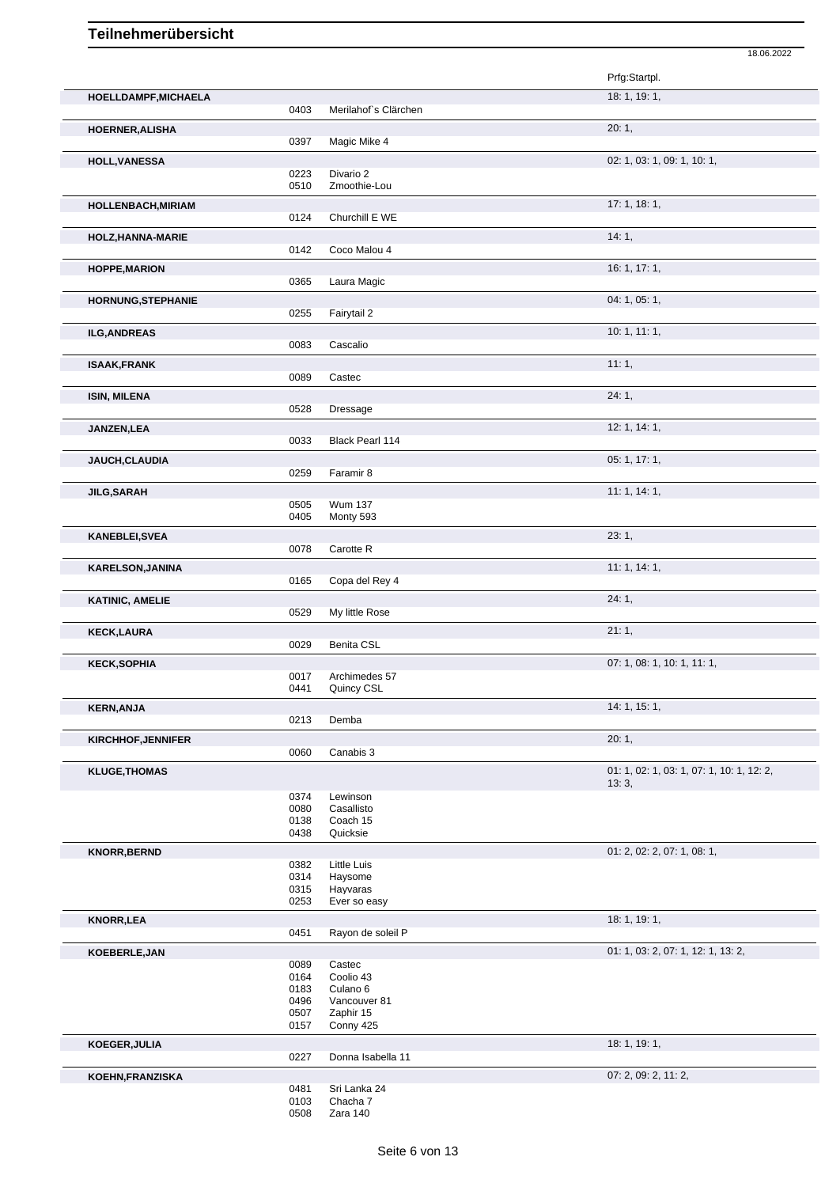# Teilnehmerübersicht

18.06.2022

| Name | Nr. | Pferd | Prfg:Startpl. |
|---|---|---|---|
| HOELLDAMPF,MICHAELA | | | 18: 1, 19: 1, |
| | 0403 | Merilahof`s Clärchen | |
| HOERNER,ALISHA | | | 20: 1, |
| | 0397 | Magic Mike 4 | |
| HOLL,VANESSA | | | 02: 1, 03: 1, 09: 1, 10: 1, |
| | 0223 | Divario 2 | |
| | 0510 | Zmoothie-Lou | |
| HOLLENBACH,MIRIAM | | | 17: 1, 18: 1, |
| | 0124 | Churchill E WE | |
| HOLZ,HANNA-MARIE | | | 14: 1, |
| | 0142 | Coco Malou 4 | |
| HOPPE,MARION | | | 16: 1, 17: 1, |
| | 0365 | Laura Magic | |
| HORNUNG,STEPHANIE | | | 04: 1, 05: 1, |
| | 0255 | Fairytail 2 | |
| ILG,ANDREAS | | | 10: 1, 11: 1, |
| | 0083 | Cascalio | |
| ISAAK,FRANK | | | 11: 1, |
| | 0089 | Castec | |
| ISIN, MILENA | | | 24: 1, |
| | 0528 | Dressage | |
| JANZEN,LEA | | | 12: 1, 14: 1, |
| | 0033 | Black Pearl 114 | |
| JAUCH,CLAUDIA | | | 05: 1, 17: 1, |
| | 0259 | Faramir 8 | |
| JILG,SARAH | | | 11: 1, 14: 1, |
| | 0505 | Wum 137 | |
| | 0405 | Monty 593 | |
| KANEBLEI,SVEA | | | 23: 1, |
| | 0078 | Carotte R | |
| KARELSON,JANINA | | | 11: 1, 14: 1, |
| | 0165 | Copa del Rey 4 | |
| KATINIC, AMELIE | | | 24: 1, |
| | 0529 | My little Rose | |
| KECK,LAURA | | | 21: 1, |
| | 0029 | Benita CSL | |
| KECK,SOPHIA | | | 07: 1, 08: 1, 10: 1, 11: 1, |
| | 0017 | Archimedes 57 | |
| | 0441 | Quincy CSL | |
| KERN,ANJA | | | 14: 1, 15: 1, |
| | 0213 | Demba | |
| KIRCHHOF,JENNIFER | | | 20: 1, |
| | 0060 | Canabis 3 | |
| KLUGE,THOMAS | | | 01: 1, 02: 1, 03: 1, 07: 1, 10: 1, 12: 2, 13: 3, |
| | 0374 | Lewinson | |
| | 0080 | Casallisto | |
| | 0138 | Coach 15 | |
| | 0438 | Quicksie | |
| KNORR,BERND | | | 01: 2, 02: 2, 07: 1, 08: 1, |
| | 0382 | Little Luis | |
| | 0314 | Haysome | |
| | 0315 | Hayvaras | |
| | 0253 | Ever so easy | |
| KNORR,LEA | | | 18: 1, 19: 1, |
| | 0451 | Rayon de soleil P | |
| KOEBERLE,JAN | | | 01: 1, 03: 2, 07: 1, 12: 1, 13: 2, |
| | 0089 | Castec | |
| | 0164 | Coolio 43 | |
| | 0183 | Culano 6 | |
| | 0496 | Vancouver 81 | |
| | 0507 | Zaphir 15 | |
| | 0157 | Conny 425 | |
| KOEGER,JULIA | | | 18: 1, 19: 1, |
| | 0227 | Donna Isabella 11 | |
| KOEHN,FRANZISKA | | | 07: 2, 09: 2, 11: 2, |
| | 0481 | Sri Lanka 24 | |
| | 0103 | Chacha 7 | |
| | 0508 | Zara 140 | |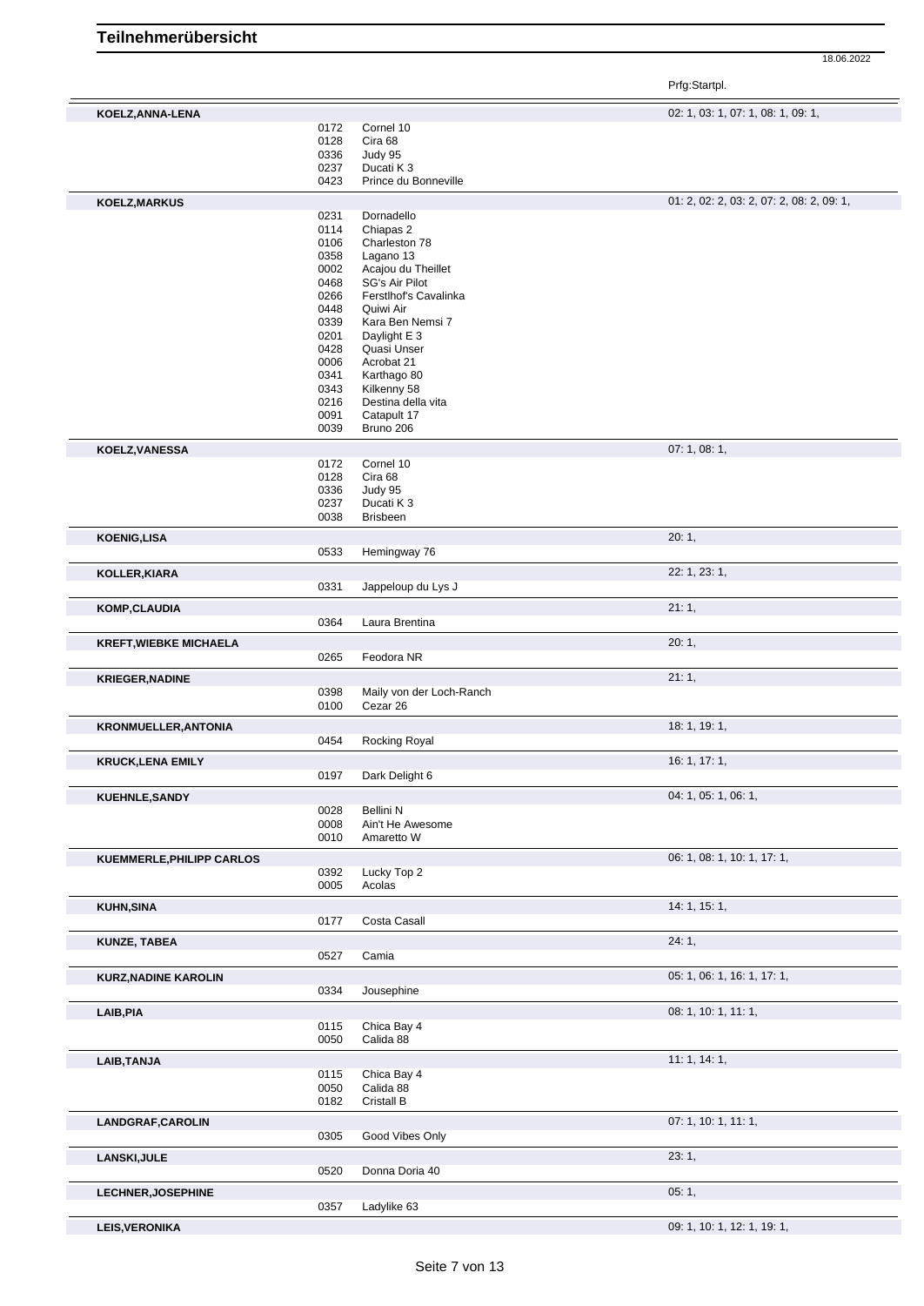# Teilnehmerübersicht

18.06.2022

| Teilnehmer | Nr. | Pferd | Prfg:Startpl. |
|---|---|---|---|
| **KOELZ,ANNA-LENA** | | | 02: 1, 03: 1, 07: 1, 08: 1, 09: 1, |
| | 0172 | Cornel 10 | |
| | 0128 | Cira 68 | |
| | 0336 | Judy 95 | |
| | 0237 | Ducati K 3 | |
| | 0423 | Prince du Bonneville | |
| **KOELZ,MARKUS** | | | 01: 2, 02: 2, 03: 2, 07: 2, 08: 2, 09: 1, |
| | 0231 | Dornadello | |
| | 0114 | Chiapas 2 | |
| | 0106 | Charleston 78 | |
| | 0358 | Lagano 13 | |
| | 0002 | Acajou du Theillet | |
| | 0468 | SG's Air Pilot | |
| | 0266 | Ferstlhof's Cavalinka | |
| | 0448 | Quiwi Air | |
| | 0339 | Kara Ben Nemsi 7 | |
| | 0201 | Daylight E 3 | |
| | 0428 | Quasi Unser | |
| | 0006 | Acrobat 21 | |
| | 0341 | Karthago 80 | |
| | 0343 | Kilkenny 58 | |
| | 0216 | Destina della vita | |
| | 0091 | Catapult 17 | |
| | 0039 | Bruno 206 | |
| **KOELZ,VANESSA** | | | 07: 1, 08: 1, |
| | 0172 | Cornel 10 | |
| | 0128 | Cira 68 | |
| | 0336 | Judy 95 | |
| | 0237 | Ducati K 3 | |
| | 0038 | Brisbeen | |
| **KOENIG,LISA** | | | 20: 1, |
| | 0533 | Hemingway 76 | |
| **KOLLER,KIARA** | | | 22: 1, 23: 1, |
| | 0331 | Jappeloup du Lys J | |
| **KOMP,CLAUDIA** | | | 21: 1, |
| | 0364 | Laura Brentina | |
| **KREFT,WIEBKE MICHAELA** | | | 20: 1, |
| | 0265 | Feodora NR | |
| **KRIEGER,NADINE** | | | 21: 1, |
| | 0398 | Maily von der Loch-Ranch | |
| | 0100 | Cezar 26 | |
| **KRONMUELLER,ANTONIA** | | | 18: 1, 19: 1, |
| | 0454 | Rocking Royal | |
| **KRUCK,LENA EMILY** | | | 16: 1, 17: 1, |
| | 0197 | Dark Delight 6 | |
| **KUEHNLE,SANDY** | | | 04: 1, 05: 1, 06: 1, |
| | 0028 | Bellini N | |
| | 0008 | Ain't He Awesome | |
| | 0010 | Amaretto W | |
| **KUEMMERLE,PHILIPP CARLOS** | | | 06: 1, 08: 1, 10: 1, 17: 1, |
| | 0392 | Lucky Top 2 | |
| | 0005 | Acolas | |
| **KUHN,SINA** | | | 14: 1, 15: 1, |
| | 0177 | Costa Casall | |
| **KUNZE, TABEA** | | | 24: 1, |
| | 0527 | Camia | |
| **KURZ,NADINE KAROLIN** | | | 05: 1, 06: 1, 16: 1, 17: 1, |
| | 0334 | Jousephine | |
| **LAIB,PIA** | | | 08: 1, 10: 1, 11: 1, |
| | 0115 | Chica Bay 4 | |
| | 0050 | Calida 88 | |
| **LAIB,TANJA** | | | 11: 1, 14: 1, |
| | 0115 | Chica Bay 4 | |
| | 0050 | Calida 88 | |
| | 0182 | Cristall B | |
| **LANDGRAF,CAROLIN** | | | 07: 1, 10: 1, 11: 1, |
| | 0305 | Good Vibes Only | |
| **LANSKI,JULE** | | | 23: 1, |
| | 0520 | Donna Doria 40 | |
| **LECHNER,JOSEPHINE** | | | 05: 1, |
| | 0357 | Ladylike 63 | |
| **LEIS,VERONIKA** | | | 09: 1, 10: 1, 12: 1, 19: 1, |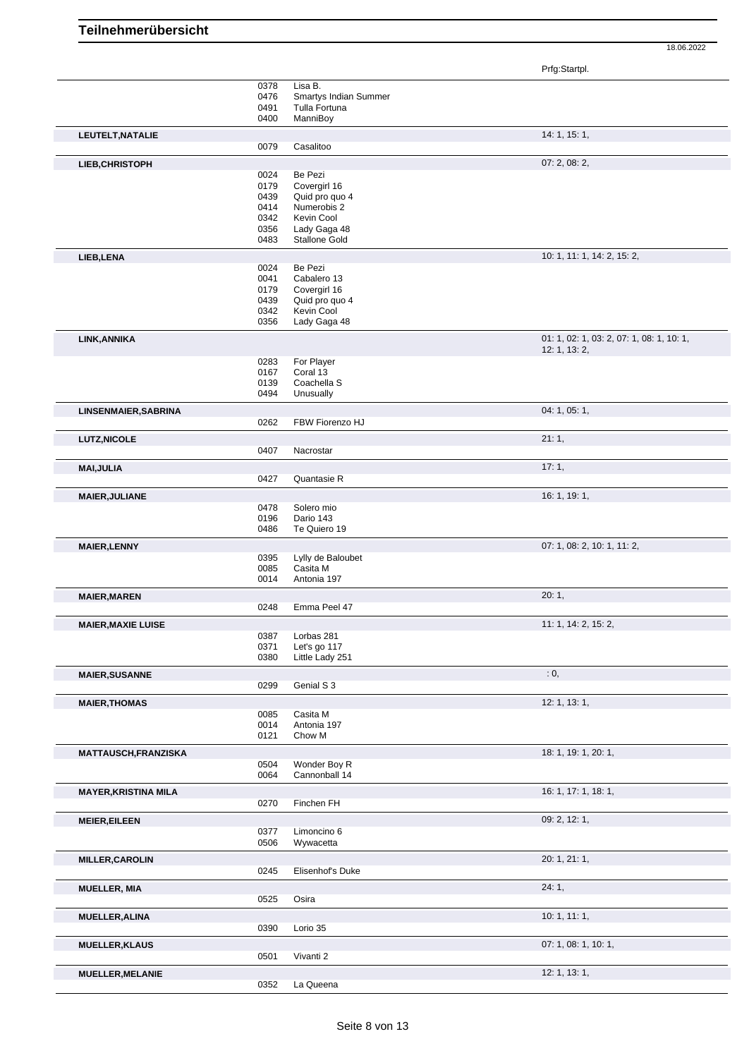# Teilnehmerübersicht

18.06.2022

| Teilnehmer | Nr. | Pferd | Prfg:Startpl. |
|---|---|---|---|
| | 0378 | Lisa B. | |
| | 0476 | Smartys Indian Summer | |
| | 0491 | Tulla Fortuna | |
| | 0400 | ManniBoy | |
| **LEUTELT,NATALIE** | | | 14: 1, 15: 1, |
| | 0079 | Casalitoo | |
| **LIEB,CHRISTOPH** | | | 07: 2, 08: 2, |
| | 0024 | Be Pezi | |
| | 0179 | Covergirl 16 | |
| | 0439 | Quid pro quo 4 | |
| | 0414 | Numerobis 2 | |
| | 0342 | Kevin Cool | |
| | 0356 | Lady Gaga 48 | |
| | 0483 | Stallone Gold | |
| **LIEB,LENA** | | | 10: 1, 11: 1, 14: 2, 15: 2, |
| | 0024 | Be Pezi | |
| | 0041 | Cabalero 13 | |
| | 0179 | Covergirl 16 | |
| | 0439 | Quid pro quo 4 | |
| | 0342 | Kevin Cool | |
| | 0356 | Lady Gaga 48 | |
| **LINK,ANNIKA** | | | 01: 1, 02: 1, 03: 2, 07: 1, 08: 1, 10: 1, 12: 1, 13: 2, |
| | 0283 | For Player | |
| | 0167 | Coral 13 | |
| | 0139 | Coachella S | |
| | 0494 | Unusually | |
| **LINSENMAIER,SABRINA** | | | 04: 1, 05: 1, |
| | 0262 | FBW Fiorenzo HJ | |
| **LUTZ,NICOLE** | | | 21: 1, |
| | 0407 | Nacrostar | |
| **MAI,JULIA** | | | 17: 1, |
| | 0427 | Quantasie R | |
| **MAIER,JULIANE** | | | 16: 1, 19: 1, |
| | 0478 | Solero mio | |
| | 0196 | Dario 143 | |
| | 0486 | Te Quiero 19 | |
| **MAIER,LENNY** | | | 07: 1, 08: 2, 10: 1, 11: 2, |
| | 0395 | Lylly de Baloubet | |
| | 0085 | Casita M | |
| | 0014 | Antonia 197 | |
| **MAIER,MAREN** | | | 20: 1, |
| | 0248 | Emma Peel 47 | |
| **MAIER,MAXIE LUISE** | | | 11: 1, 14: 2, 15: 2, |
| | 0387 | Lorbas 281 | |
| | 0371 | Let's go 117 | |
| | 0380 | Little Lady 251 | |
| **MAIER,SUSANNE** | | | : 0, |
| | 0299 | Genial S 3 | |
| **MAIER,THOMAS** | | | 12: 1, 13: 1, |
| | 0085 | Casita M | |
| | 0014 | Antonia 197 | |
| | 0121 | Chow M | |
| **MATTAUSCH,FRANZISKA** | | | 18: 1, 19: 1, 20: 1, |
| | 0504 | Wonder Boy R | |
| | 0064 | Cannonball 14 | |
| **MAYER,KRISTINA MILA** | | | 16: 1, 17: 1, 18: 1, |
| | 0270 | Finchen FH | |
| **MEIER,EILEEN** | | | 09: 2, 12: 1, |
| | 0377 | Limoncino 6 | |
| | 0506 | Wywacetta | |
| **MILLER,CAROLIN** | | | 20: 1, 21: 1, |
| | 0245 | Elisenhof's Duke | |
| **MUELLER, MIA** | | | 24: 1, |
| | 0525 | Osira | |
| **MUELLER,ALINA** | | | 10: 1, 11: 1, |
| | 0390 | Lorio 35 | |
| **MUELLER,KLAUS** | | | 07: 1, 08: 1, 10: 1, |
| | 0501 | Vivanti 2 | |
| **MUELLER,MELANIE** | | | 12: 1, 13: 1, |
| | 0352 | La Queena | |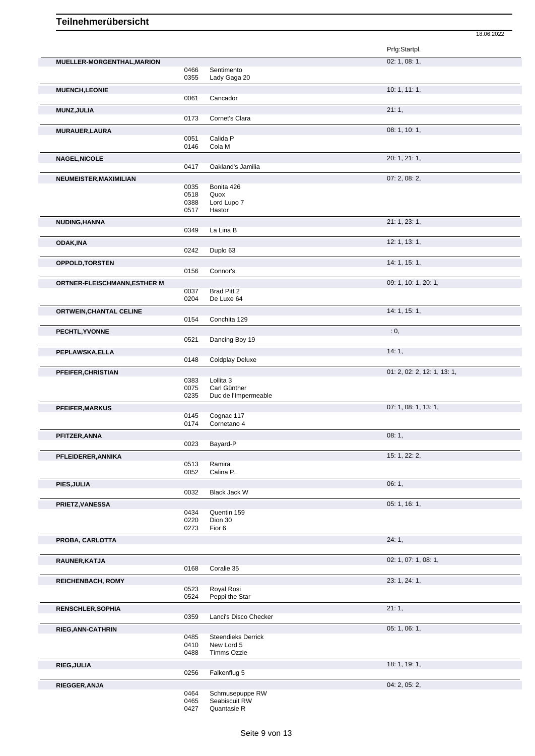# Teilnehmerübersicht

18.06.2022

| Teilnehmer | Nr. | Pferd | Prfg:Startpl. |
|---|---|---|---|
| **MUELLER-MORGENTHAL,MARION** | | | 02: 1, 08: 1, |
| | 0466 | Sentimento | |
| | 0355 | Lady Gaga 20 | |
| **MUENCH,LEONIE** | | | 10: 1, 11: 1, |
| | 0061 | Cancador | |
| **MUNZ,JULIA** | | | 21: 1, |
| | 0173 | Cornet's Clara | |
| **MURAUER,LAURA** | | | 08: 1, 10: 1, |
| | 0051 | Calida P | |
| | 0146 | Cola M | |
| **NAGEL,NICOLE** | | | 20: 1, 21: 1, |
| | 0417 | Oakland's Jamilia | |
| **NEUMEISTER,MAXIMILIAN** | | | 07: 2, 08: 2, |
| | 0035 | Bonita 426 | |
| | 0518 | Quox | |
| | 0388 | Lord Lupo 7 | |
| | 0517 | Hastor | |
| **NUDING,HANNA** | | | 21: 1, 23: 1, |
| | 0349 | La Lina B | |
| **ODAK,INA** | | | 12: 1, 13: 1, |
| | 0242 | Duplo 63 | |
| **OPPOLD,TORSTEN** | | | 14: 1, 15: 1, |
| | 0156 | Connor's | |
| **ORTNER-FLEISCHMANN,ESTHER M** | | | 09: 1, 10: 1, 20: 1, |
| | 0037 | Brad Pitt 2 | |
| | 0204 | De Luxe 64 | |
| **ORTWEIN,CHANTAL CELINE** | | | 14: 1, 15: 1, |
| | 0154 | Conchita 129 | |
| **PECHTL,YVONNE** | | | : 0, |
| | 0521 | Dancing Boy 19 | |
| **PEPLAWSKA,ELLA** | | | 14: 1, |
| | 0148 | Coldplay Deluxe | |
| **PFEIFER,CHRISTIAN** | | | 01: 2, 02: 2, 12: 1, 13: 1, |
| | 0383 | Lollita 3 | |
| | 0075 | Carl Günther | |
| | 0235 | Duc de l'Impermeable | |
| **PFEIFER,MARKUS** | | | 07: 1, 08: 1, 13: 1, |
| | 0145 | Cognac 117 | |
| | 0174 | Cornetano 4 | |
| **PFITZER,ANNA** | | | 08: 1, |
| | 0023 | Bayard-P | |
| **PFLEIDERER,ANNIKA** | | | 15: 1, 22: 2, |
| | 0513 | Ramira | |
| | 0052 | Calina P. | |
| **PIES,JULIA** | | | 06: 1, |
| | 0032 | Black Jack W | |
| **PRIETZ,VANESSA** | | | 05: 1, 16: 1, |
| | 0434 | Quentin 159 | |
| | 0220 | Dion 30 | |
| | 0273 | Fior 6 | |
| **PROBA, CARLOTTA** | | | 24: 1, |
| **RAUNER,KATJA** | | | 02: 1, 07: 1, 08: 1, |
| | 0168 | Coralie 35 | |
| **REICHENBACH, ROMY** | | | 23: 1, 24: 1, |
| | 0523 | Royal Rosi | |
| | 0524 | Peppi the Star | |
| **RENSCHLER,SOPHIA** | | | 21: 1, |
| | 0359 | Lanci's Disco Checker | |
| **RIEG,ANN-CATHRIN** | | | 05: 1, 06: 1, |
| | 0485 | Steendieks Derrick | |
| | 0410 | New Lord 5 | |
| | 0488 | Timms Ozzie | |
| **RIEG,JULIA** | | | 18: 1, 19: 1, |
| | 0256 | Falkenflug 5 | |
| **RIEGGER,ANJA** | | | 04: 2, 05: 2, |
| | 0464 | Schmusepuppe RW | |
| | 0465 | Seabiscuit RW | |
| | 0427 | Quantasie R | |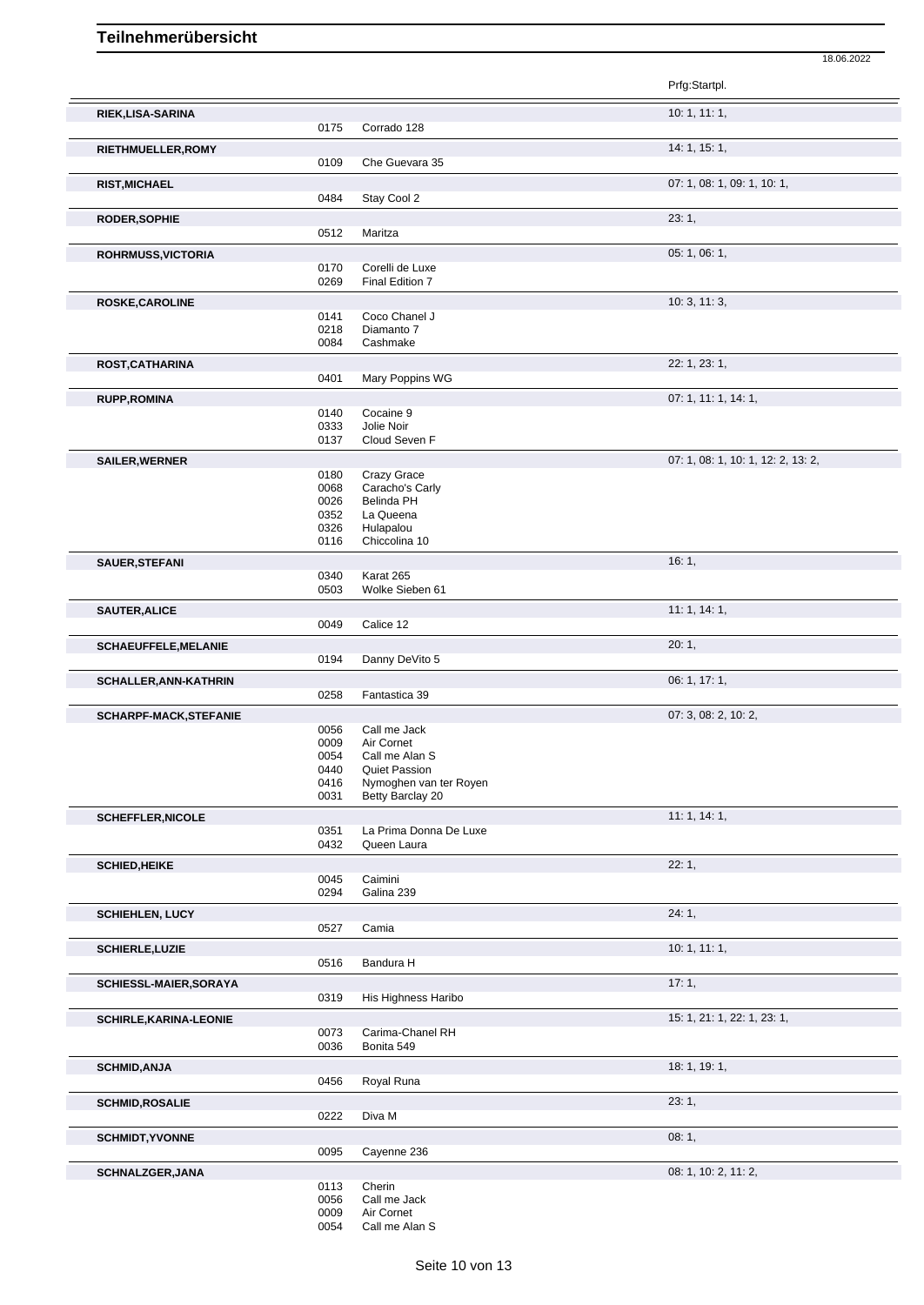# Teilnehmerübersicht

18.06.2022

| Name | Nr. | Pferd | Prfg:Startpl. |
|---|---|---|---|
| **RIEK,LISA-SARINA** | | | 10: 1, 11: 1, |
| | 0175 | Corrado 128 | |
| **RIETHMUELLER,ROMY** | | | 14: 1, 15: 1, |
| | 0109 | Che Guevara 35 | |
| **RIST,MICHAEL** | | | 07: 1, 08: 1, 09: 1, 10: 1, |
| | 0484 | Stay Cool 2 | |
| **RODER,SOPHIE** | | | 23: 1, |
| | 0512 | Maritza | |
| **ROHRMUSS,VICTORIA** | | | 05: 1, 06: 1, |
| | 0170 | Corelli de Luxe | |
| | 0269 | Final Edition 7 | |
| **ROSKE,CAROLINE** | | | 10: 3, 11: 3, |
| | 0141 | Coco Chanel J | |
| | 0218 | Diamanto 7 | |
| | 0084 | Cashmake | |
| **ROST,CATHARINA** | | | 22: 1, 23: 1, |
| | 0401 | Mary Poppins WG | |
| **RUPP,ROMINA** | | | 07: 1, 11: 1, 14: 1, |
| | 0140 | Cocaine 9 | |
| | 0333 | Jolie Noir | |
| | 0137 | Cloud Seven F | |
| **SAILER,WERNER** | | | 07: 1, 08: 1, 10: 1, 12: 2, 13: 2, |
| | 0180 | Crazy Grace | |
| | 0068 | Caracho's Carly | |
| | 0026 | Belinda PH | |
| | 0352 | La Queena | |
| | 0326 | Hulapalou | |
| | 0116 | Chiccolina 10 | |
| **SAUER,STEFANI** | | | 16: 1, |
| | 0340 | Karat 265 | |
| | 0503 | Wolke Sieben 61 | |
| **SAUTER,ALICE** | | | 11: 1, 14: 1, |
| | 0049 | Calice 12 | |
| **SCHAEUFFELE,MELANIE** | | | 20: 1, |
| | 0194 | Danny DeVito 5 | |
| **SCHALLER,ANN-KATHRIN** | | | 06: 1, 17: 1, |
| | 0258 | Fantastica 39 | |
| **SCHARPF-MACK,STEFANIE** | | | 07: 3, 08: 2, 10: 2, |
| | 0056 | Call me Jack | |
| | 0009 | Air Cornet | |
| | 0054 | Call me Alan S | |
| | 0440 | Quiet Passion | |
| | 0416 | Nymoghen van ter Royen | |
| | 0031 | Betty Barclay 20 | |
| **SCHEFFLER,NICOLE** | | | 11: 1, 14: 1, |
| | 0351 | La Prima Donna De Luxe | |
| | 0432 | Queen Laura | |
| **SCHIED,HEIKE** | | | 22: 1, |
| | 0045 | Caimini | |
| | 0294 | Galina 239 | |
| **SCHIEHLEN, LUCY** | | | 24: 1, |
| | 0527 | Camia | |
| **SCHIERLE,LUZIE** | | | 10: 1, 11: 1, |
| | 0516 | Bandura H | |
| **SCHIESSL-MAIER,SORAYA** | | | 17: 1, |
| | 0319 | His Highness Haribo | |
| **SCHIRLE,KARINA-LEONIE** | | | 15: 1, 21: 1, 22: 1, 23: 1, |
| | 0073 | Carima-Chanel RH | |
| | 0036 | Bonita 549 | |
| **SCHMID,ANJA** | | | 18: 1, 19: 1, |
| | 0456 | Royal Runa | |
| **SCHMID,ROSALIE** | | | 23: 1, |
| | 0222 | Diva M | |
| **SCHMIDT,YVONNE** | | | 08: 1, |
| | 0095 | Cayenne 236 | |
| **SCHNALZGER,JANA** | | | 08: 1, 10: 2, 11: 2, |
| | 0113 | Cherin | |
| | 0056 | Call me Jack | |
| | 0009 | Air Cornet | |
| | 0054 | Call me Alan S | |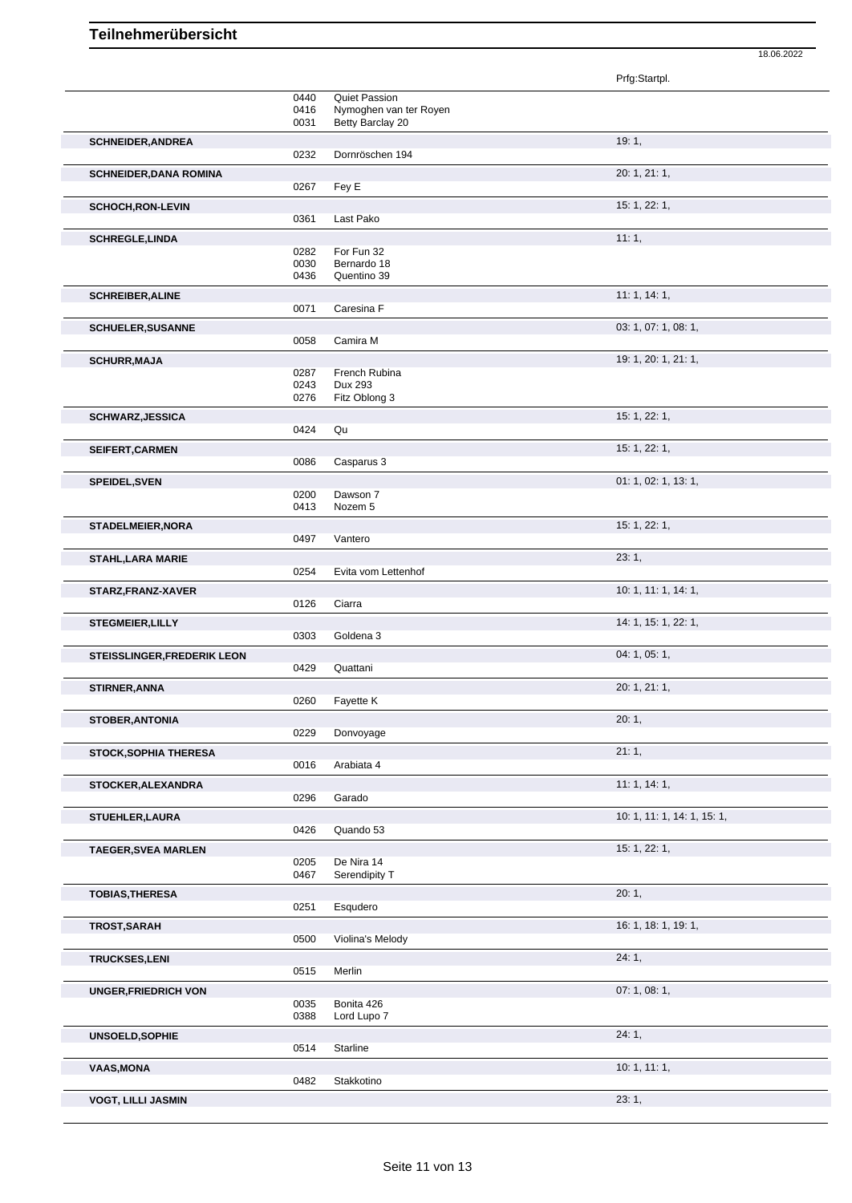# Teilnehmerübersicht

18.06.2022

| Teilnehmer | Nr. | Pferd | Prfg:Startpl. |
|---|---|---|---|
| | 0440 | Quiet Passion | |
| | 0416 | Nymoghen van ter Royen | |
| | 0031 | Betty Barclay 20 | |
| **SCHNEIDER,ANDREA** | | | 19: 1, |
| | 0232 | Dornröschen 194 | |
| **SCHNEIDER,DANA ROMINA** | | | 20: 1, 21: 1, |
| | 0267 | Fey E | |
| **SCHOCH,RON-LEVIN** | | | 15: 1, 22: 1, |
| | 0361 | Last Pako | |
| **SCHREGLE,LINDA** | | | 11: 1, |
| | 0282 | For Fun 32 | |
| | 0030 | Bernardo 18 | |
| | 0436 | Quentino 39 | |
| **SCHREIBER,ALINE** | | | 11: 1, 14: 1, |
| | 0071 | Caresina F | |
| **SCHUELER,SUSANNE** | | | 03: 1, 07: 1, 08: 1, |
| | 0058 | Camira M | |
| **SCHURR,MAJA** | | | 19: 1, 20: 1, 21: 1, |
| | 0287 | French Rubina | |
| | 0243 | Dux 293 | |
| | 0276 | Fitz Oblong 3 | |
| **SCHWARZ,JESSICA** | | | 15: 1, 22: 1, |
| | 0424 | Qu | |
| **SEIFERT,CARMEN** | | | 15: 1, 22: 1, |
| | 0086 | Casparus 3 | |
| **SPEIDEL,SVEN** | | | 01: 1, 02: 1, 13: 1, |
| | 0200 | Dawson 7 | |
| | 0413 | Nozem 5 | |
| **STADELMEIER,NORA** | | | 15: 1, 22: 1, |
| | 0497 | Vantero | |
| **STAHL,LARA MARIE** | | | 23: 1, |
| | 0254 | Evita vom Lettenhof | |
| **STARZ,FRANZ-XAVER** | | | 10: 1, 11: 1, 14: 1, |
| | 0126 | Ciarra | |
| **STEGMEIER,LILLY** | | | 14: 1, 15: 1, 22: 1, |
| | 0303 | Goldena 3 | |
| **STEISSLINGER,FREDERIK LEON** | | | 04: 1, 05: 1, |
| | 0429 | Quattani | |
| **STIRNER,ANNA** | | | 20: 1, 21: 1, |
| | 0260 | Fayette K | |
| **STOBER,ANTONIA** | | | 20: 1, |
| | 0229 | Donvoyage | |
| **STOCK,SOPHIA THERESA** | | | 21: 1, |
| | 0016 | Arabiata 4 | |
| **STOCKER,ALEXANDRA** | | | 11: 1, 14: 1, |
| | 0296 | Garado | |
| **STUEHLER,LAURA** | | | 10: 1, 11: 1, 14: 1, 15: 1, |
| | 0426 | Quando 53 | |
| **TAEGER,SVEA MARLEN** | | | 15: 1, 22: 1, |
| | 0205 | De Nira 14 | |
| | 0467 | Serendipity T | |
| **TOBIAS,THERESA** | | | 20: 1, |
| | 0251 | Esqudero | |
| **TROST,SARAH** | | | 16: 1, 18: 1, 19: 1, |
| | 0500 | Violina's Melody | |
| **TRUCKSES,LENI** | | | 24: 1, |
| | 0515 | Merlin | |
| **UNGER,FRIEDRICH VON** | | | 07: 1, 08: 1, |
| | 0035 | Bonita 426 | |
| | 0388 | Lord Lupo 7 | |
| **UNSOELD,SOPHIE** | | | 24: 1, |
| | 0514 | Starline | |
| **VAAS,MONA** | | | 10: 1, 11: 1, |
| | 0482 | Stakkotino | |
| **VOGT, LILLI JASMIN** | | | 23: 1, |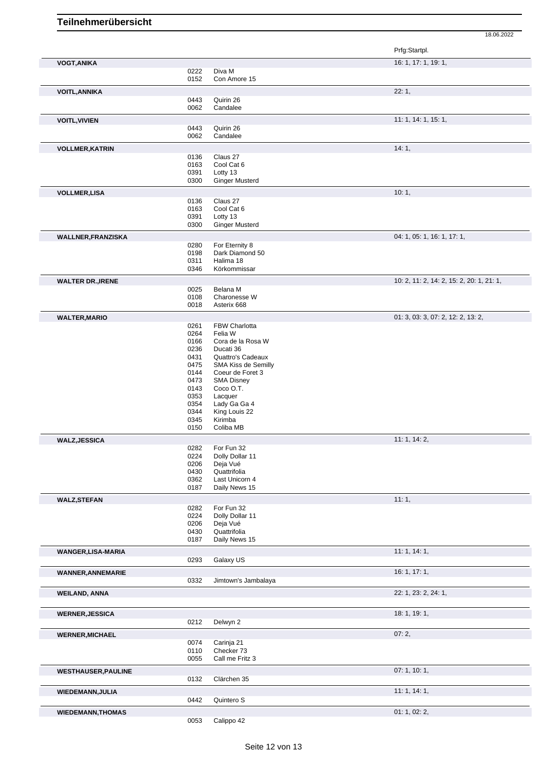# Teilnehmerübersicht

18.06.2022

| Name | Nr. | Pferd | Prfg:Startpl. |
|---|---|---|---|
| **VOGT,ANIKA** | | | 16: 1, 17: 1, 19: 1, |
| | 0222 | Diva M | |
| | 0152 | Con Amore 15 | |
| **VOITL,ANNIKA** | | | 22: 1, |
| | 0443 | Quirin 26 | |
| | 0062 | Candalee | |
| **VOITL,VIVIEN** | | | 11: 1, 14: 1, 15: 1, |
| | 0443 | Quirin 26 | |
| | 0062 | Candalee | |
| **VOLLMER,KATRIN** | | | 14: 1, |
| | 0136 | Claus 27 | |
| | 0163 | Cool Cat 6 | |
| | 0391 | Lotty 13 | |
| | 0300 | Ginger Musterd | |
| **VOLLMER,LISA** | | | 10: 1, |
| | 0136 | Claus 27 | |
| | 0163 | Cool Cat 6 | |
| | 0391 | Lotty 13 | |
| | 0300 | Ginger Musterd | |
| **WALLNER,FRANZISKA** | | | 04: 1, 05: 1, 16: 1, 17: 1, |
| | 0280 | For Eternity 8 | |
| | 0198 | Dark Diamond 50 | |
| | 0311 | Halima 18 | |
| | 0346 | Körkommissar | |
| **WALTER DR.,IRENE** | | | 10: 2, 11: 2, 14: 2, 15: 2, 20: 1, 21: 1, |
| | 0025 | Belana M | |
| | 0108 | Charonesse W | |
| | 0018 | Asterix 668 | |
| **WALTER,MARIO** | | | 01: 3, 03: 3, 07: 2, 12: 2, 13: 2, |
| | 0261 | FBW Charlotta | |
| | 0264 | Felia W | |
| | 0166 | Cora de la Rosa W | |
| | 0236 | Ducati 36 | |
| | 0431 | Quattro's Cadeaux | |
| | 0475 | SMA Kiss de Semilly | |
| | 0144 | Coeur de Foret 3 | |
| | 0473 | SMA Disney | |
| | 0143 | Coco O.T. | |
| | 0353 | Lacquer | |
| | 0354 | Lady Ga Ga 4 | |
| | 0344 | King Louis 22 | |
| | 0345 | Kirimba | |
| | 0150 | Coliba MB | |
| **WALZ,JESSICA** | | | 11: 1, 14: 2, |
| | 0282 | For Fun 32 | |
| | 0224 | Dolly Dollar 11 | |
| | 0206 | Deja Vué | |
| | 0430 | Quattrifolia | |
| | 0362 | Last Unicorn 4 | |
| | 0187 | Daily News 15 | |
| **WALZ,STEFAN** | | | 11: 1, |
| | 0282 | For Fun 32 | |
| | 0224 | Dolly Dollar 11 | |
| | 0206 | Deja Vué | |
| | 0430 | Quattrifolia | |
| | 0187 | Daily News 15 | |
| **WANGER,LISA-MARIA** | | | 11: 1, 14: 1, |
| | 0293 | Galaxy US | |
| **WANNER,ANNEMARIE** | | | 16: 1, 17: 1, |
| | 0332 | Jimtown's Jambalaya | |
| **WEILAND, ANNA** | | | 22: 1, 23: 2, 24: 1, |
| **WERNER,JESSICA** | | | 18: 1, 19: 1, |
| | 0212 | Delwyn 2 | |
| **WERNER,MICHAEL** | | | 07: 2, |
| | 0074 | Carinja 21 | |
| | 0110 | Checker 73 | |
| | 0055 | Call me Fritz 3 | |
| **WESTHAUSER,PAULINE** | | | 07: 1, 10: 1, |
| | 0132 | Clärchen 35 | |
| **WIEDEMANN,JULIA** | | | 11: 1, 14: 1, |
| | 0442 | Quintero S | |
| **WIEDEMANN,THOMAS** | | | 01: 1, 02: 2, |
| | 0053 | Calippo 42 | |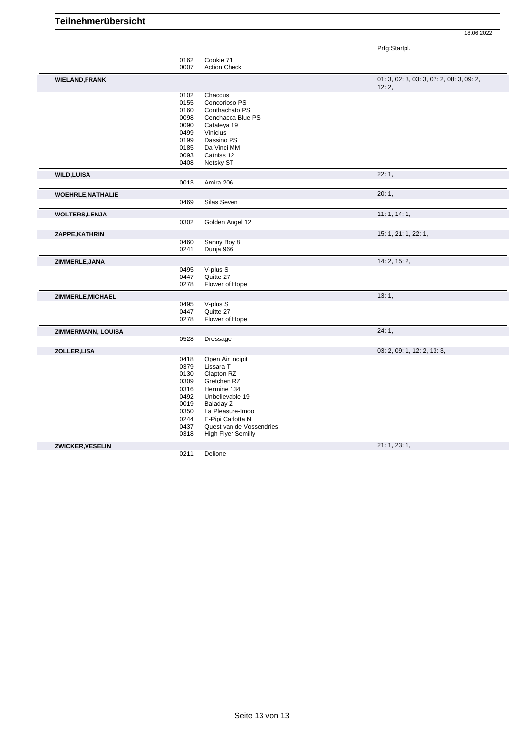# Teilnehmerübersicht

18.06.2022

| | | | Prfg:Startpl. |
|---|---|---|---|
| | 0162 | Cookie 71 | |
| | 0007 | Action Check | |
| **WIELAND,FRANK** | | | 01: 3, 02: 3, 03: 3, 07: 2, 08: 3, 09: 2, 12: 2, |
| | 0102 | Chaccus | |
| | 0155 | Concorioso PS | |
| | 0160 | Conthachato PS | |
| | 0098 | Cenchacca Blue PS | |
| | 0090 | Cataleya 19 | |
| | 0499 | Vinicius | |
| | 0199 | Dassino PS | |
| | 0185 | Da Vinci MM | |
| | 0093 | Catniss 12 | |
| | 0408 | Netsky ST | |
| **WILD,LUISA** | | | 22: 1, |
| | 0013 | Amira 206 | |
| **WOEHRLE,NATHALIE** | | | 20: 1, |
| | 0469 | Silas Seven | |
| **WOLTERS,LENJA** | | | 11: 1, 14: 1, |
| | 0302 | Golden Angel 12 | |
| **ZAPPE,KATHRIN** | | | 15: 1, 21: 1, 22: 1, |
| | 0460 | Sanny Boy 8 | |
| | 0241 | Dunja 966 | |
| **ZIMMERLE,JANA** | | | 14: 2, 15: 2, |
| | 0495 | V-plus S | |
| | 0447 | Quitte 27 | |
| | 0278 | Flower of Hope | |
| **ZIMMERLE,MICHAEL** | | | 13: 1, |
| | 0495 | V-plus S | |
| | 0447 | Quitte 27 | |
| | 0278 | Flower of Hope | |
| **ZIMMERMANN, LOUISA** | | | 24: 1, |
| | 0528 | Dressage | |
| **ZOLLER,LISA** | | | 03: 2, 09: 1, 12: 2, 13: 3, |
| | 0418 | Open Air Incipit | |
| | 0379 | Lissara T | |
| | 0130 | Clapton RZ | |
| | 0309 | Gretchen RZ | |
| | 0316 | Hermine 134 | |
| | 0492 | Unbelievable 19 | |
| | 0019 | Baladay Z | |
| | 0350 | La Pleasure-Imoo | |
| | 0244 | E-Pipi Carlotta N | |
| | 0437 | Quest van de Vossendries | |
| | 0318 | High Flyer Semilly | |
| **ZWICKER,VESELIN** | | | 21: 1, 23: 1, |
| | 0211 | Delione | |